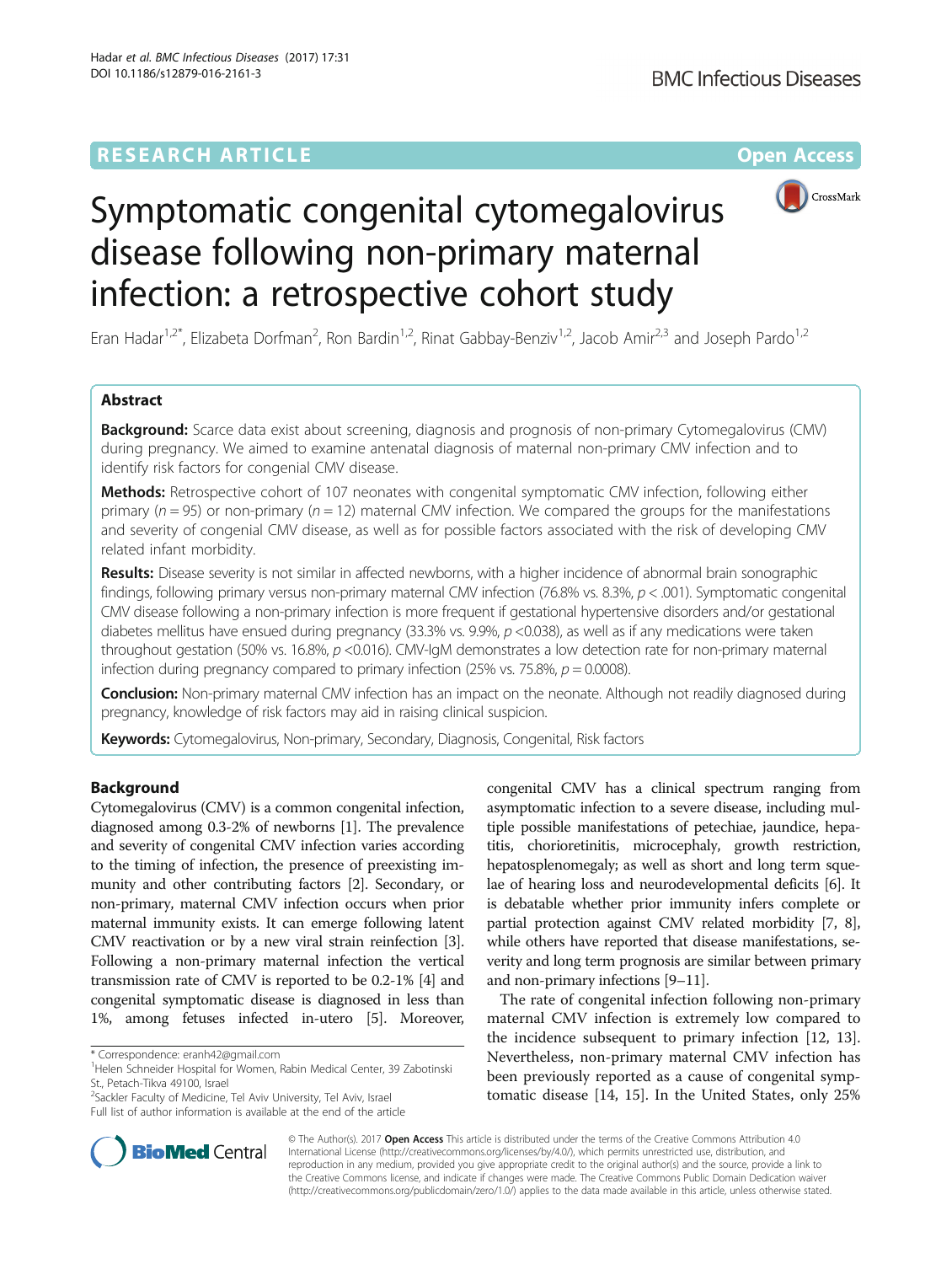RESEARCH ARTICLE

Open Access

# Symptomatic congenital cytomegalovirus disease following non-primary maternal infection: a retrospective cohort study

Eran Hadar[1,2*], Elizabeta Dorfman[2], Ron Bardin[1,2], Rinat Gabbay-Benziv[1,2], Jacob Amir[2,3] and Joseph Pardo[1,2]

## Abstract

**Background:** Scarce data exist about screening, diagnosis and prognosis of non-primary Cytomegalovirus (CMV) during pregnancy. We aimed to examine antenatal diagnosis of maternal non-primary CMV infection and to identify risk factors for congenial CMV disease.

**Methods:** Retrospective cohort of 107 neonates with congenital symptomatic CMV infection, following either primary ($n = 95$) or non-primary ($n = 12$) maternal CMV infection. We compared the groups for the manifestations and severity of congenial CMV disease, as well as for possible factors associated with the risk of developing CMV related infant morbidity.

**Results:** Disease severity is not similar in affected newborns, with a higher incidence of abnormal brain sonographic findings, following primary versus non-primary maternal CMV infection (76.8% vs. 8.3%, $p < .001$). Symptomatic congenital CMV disease following a non-primary infection is more frequent if gestational hypertensive disorders and/or gestational diabetes mellitus have ensued during pregnancy (33.3% vs. 9.9%, $p < 0.038$), as well as if any medications were taken throughout gestation (50% vs. 16.8%, $p < 0.016$). CMV-IgM demonstrates a low detection rate for non-primary maternal infection during pregnancy compared to primary infection (25% vs. 75.8%, $p = 0.0008$).

**Conclusion:** Non-primary maternal CMV infection has an impact on the neonate. Although not readily diagnosed during pregnancy, knowledge of risk factors may aid in raising clinical suspicion.

**Keywords:** Cytomegalovirus, Non-primary, Secondary, Diagnosis, Congenital, Risk factors

## Background

Cytomegalovirus (CMV) is a common congenital infection, diagnosed among 0.3-2% of newborns [1]. The prevalence and severity of congenital CMV infection varies according to the timing of infection, the presence of preexisting immunity and other contributing factors [2]. Secondary, or non-primary, maternal CMV infection occurs when prior maternal immunity exists. It can emerge following latent CMV reactivation or by a new viral strain reinfection [3]. Following a non-primary maternal infection the vertical transmission rate of CMV is reported to be 0.2-1% [4] and congenital symptomatic disease is diagnosed in less than 1%, among fetuses infected in-utero [5]. Moreover, congenital CMV has a clinical spectrum ranging from asymptomatic infection to a severe disease, including multiple possible manifestations of petechiae, jaundice, hepatitis, chorioretinitis, microcephaly, growth restriction, hepatosplenomegaly; as well as short and long term squelae of hearing loss and neurodevelopmental deficits [6]. It is debatable whether prior immunity infers complete or partial protection against CMV related morbidity [7, 8], while others have reported that disease manifestations, severity and long term prognosis are similar between primary and non-primary infections [9–11].

The rate of congenital infection following non-primary maternal CMV infection is extremely low compared to the incidence subsequent to primary infection [12, 13]. Nevertheless, non-primary maternal CMV infection has been previously reported as a cause of congenital symptomatic disease [14, 15]. In the United States, only 25%

* Correspondence: eranh42@gmail.com
[1]Helen Schneider Hospital for Women, Rabin Medical Center, 39 Zabotinski St., Petach-Tikva 49100, Israel
[2]Sackler Faculty of Medicine, Tel Aviv University, Tel Aviv, Israel
Full list of author information is available at the end of the article

© The Author(s). 2017 **Open Access** This article is distributed under the terms of the Creative Commons Attribution 4.0 International License (http://creativecommons.org/licenses/by/4.0/), which permits unrestricted use, distribution, and reproduction in any medium, provided you give appropriate credit to the original author(s) and the source, provide a link to the Creative Commons license, and indicate if changes were made. The Creative Commons Public Domain Dedication waiver (http://creativecommons.org/publicdomain/zero/1.0/) applies to the data made available in this article, unless otherwise stated.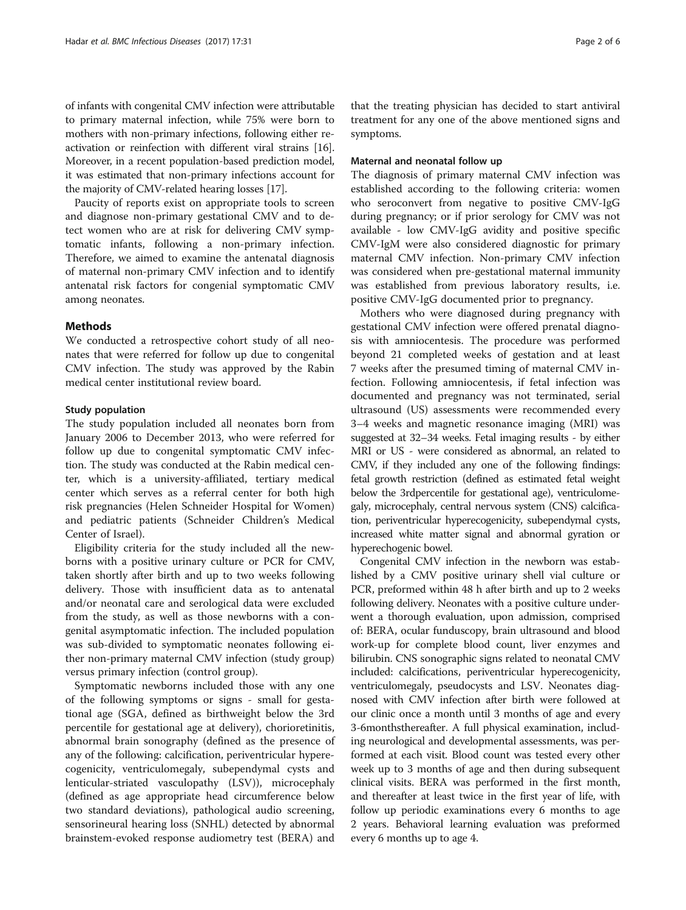of infants with congenital CMV infection were attributable to primary maternal infection, while 75% were born to mothers with non-primary infections, following either reactivation or reinfection with different viral strains [16]. Moreover, in a recent population-based prediction model, it was estimated that non-primary infections account for the majority of CMV-related hearing losses [17].

Paucity of reports exist on appropriate tools to screen and diagnose non-primary gestational CMV and to detect women who are at risk for delivering CMV symptomatic infants, following a non-primary infection. Therefore, we aimed to examine the antenatal diagnosis of maternal non-primary CMV infection and to identify antenatal risk factors for congenial symptomatic CMV among neonates.

## Methods

We conducted a retrospective cohort study of all neonates that were referred for follow up due to congenital CMV infection. The study was approved by the Rabin medical center institutional review board.

### Study population

The study population included all neonates born from January 2006 to December 2013, who were referred for follow up due to congenital symptomatic CMV infection. The study was conducted at the Rabin medical center, which is a university-affiliated, tertiary medical center which serves as a referral center for both high risk pregnancies (Helen Schneider Hospital for Women) and pediatric patients (Schneider Children's Medical Center of Israel).

Eligibility criteria for the study included all the newborns with a positive urinary culture or PCR for CMV, taken shortly after birth and up to two weeks following delivery. Those with insufficient data as to antenatal and/or neonatal care and serological data were excluded from the study, as well as those newborns with a congenital asymptomatic infection. The included population was sub-divided to symptomatic neonates following either non-primary maternal CMV infection (study group) versus primary infection (control group).

Symptomatic newborns included those with any one of the following symptoms or signs - small for gestational age (SGA, defined as birthweight below the 3rd percentile for gestational age at delivery), chorioretinitis, abnormal brain sonography (defined as the presence of any of the following: calcification, periventricular hyperecogenicity, ventriculomegaly, subependymal cysts and lenticular-striated vasculopathy (LSV)), microcephaly (defined as age appropriate head circumference below two standard deviations), pathological audio screening, sensorineural hearing loss (SNHL) detected by abnormal brainstem-evoked response audiometry test (BERA) and that the treating physician has decided to start antiviral treatment for any one of the above mentioned signs and symptoms.

### Maternal and neonatal follow up

The diagnosis of primary maternal CMV infection was established according to the following criteria: women who seroconvert from negative to positive CMV-IgG during pregnancy; or if prior serology for CMV was not available - low CMV-IgG avidity and positive specific CMV-IgM were also considered diagnostic for primary maternal CMV infection. Non-primary CMV infection was considered when pre-gestational maternal immunity was established from previous laboratory results, i.e. positive CMV-IgG documented prior to pregnancy.

Mothers who were diagnosed during pregnancy with gestational CMV infection were offered prenatal diagnosis with amniocentesis. The procedure was performed beyond 21 completed weeks of gestation and at least 7 weeks after the presumed timing of maternal CMV infection. Following amniocentesis, if fetal infection was documented and pregnancy was not terminated, serial ultrasound (US) assessments were recommended every 3–4 weeks and magnetic resonance imaging (MRI) was suggested at 32–34 weeks. Fetal imaging results - by either MRI or US - were considered as abnormal, an related to CMV, if they included any one of the following findings: fetal growth restriction (defined as estimated fetal weight below the 3rdpercentile for gestational age), ventriculomegaly, microcephaly, central nervous system (CNS) calcification, periventricular hyperecogenicity, subependymal cysts, increased white matter signal and abnormal gyration or hyperechogenic bowel.

Congenital CMV infection in the newborn was established by a CMV positive urinary shell vial culture or PCR, preformed within 48 h after birth and up to 2 weeks following delivery. Neonates with a positive culture underwent a thorough evaluation, upon admission, comprised of: BERA, ocular funduscopy, brain ultrasound and blood work-up for complete blood count, liver enzymes and bilirubin. CNS sonographic signs related to neonatal CMV included: calcifications, periventricular hyperecogenicity, ventriculomegaly, pseudocysts and LSV. Neonates diagnosed with CMV infection after birth were followed at our clinic once a month until 3 months of age and every 3-6monthsthereafter. A full physical examination, including neurological and developmental assessments, was performed at each visit. Blood count was tested every other week up to 3 months of age and then during subsequent clinical visits. BERA was performed in the first month, and thereafter at least twice in the first year of life, with follow up periodic examinations every 6 months to age 2 years. Behavioral learning evaluation was preformed every 6 months up to age 4.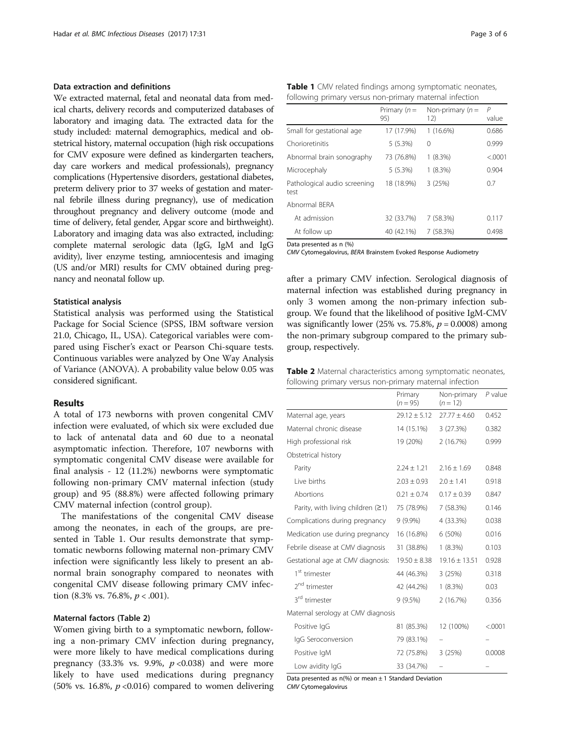### Data extraction and definitions

We extracted maternal, fetal and neonatal data from medical charts, delivery records and computerized databases of laboratory and imaging data. The extracted data for the study included: maternal demographics, medical and obstetrical history, maternal occupation (high risk occupations for CMV exposure were defined as kindergarten teachers, day care workers and medical professionals), pregnancy complications (Hypertensive disorders, gestational diabetes, preterm delivery prior to 37 weeks of gestation and maternal febrile illness during pregnancy), use of medication throughout pregnancy and delivery outcome (mode and time of delivery, fetal gender, Apgar score and birthweight). Laboratory and imaging data was also extracted, including: complete maternal serologic data (IgG, IgM and IgG avidity), liver enzyme testing, amniocentesis and imaging (US and/or MRI) results for CMV obtained during pregnancy and neonatal follow up.

### Statistical analysis

Statistical analysis was performed using the Statistical Package for Social Science (SPSS, IBM software version 21.0, Chicago, IL, USA). Categorical variables were compared using Fischer's exact or Pearson Chi-square tests. Continuous variables were analyzed by One Way Analysis of Variance (ANOVA). A probability value below 0.05 was considered significant.

## Results

A total of 173 newborns with proven congenital CMV infection were evaluated, of which six were excluded due to lack of antenatal data and 60 due to a neonatal asymptomatic infection. Therefore, 107 newborns with symptomatic congenital CMV disease were available for final analysis - 12 (11.2%) newborns were symptomatic following non-primary CMV maternal infection (study group) and 95 (88.8%) were affected following primary CMV maternal infection (control group).

The manifestations of the congenital CMV disease among the neonates, in each of the groups, are presented in Table 1. Our results demonstrate that symptomatic newborns following maternal non-primary CMV infection were significantly less likely to present an abnormal brain sonography compared to neonates with congenital CMV disease following primary CMV infection (8.3% vs. 76.8%, $p < .001$).

**Table 1** CMV related findings among symptomatic neonates, following primary versus non-primary maternal infection

| | Primary ($n$ = 95) | Non-primary ($n$ = 12) | $P$ value |
|---|---|---|---|
| Small for gestational age | 17 (17.9%) | 1 (16.6%) | 0.686 |
| Chorioretinitis | 5 (5.3%) | 0 | 0.999 |
| Abnormal brain sonography | 73 (76.8%) | 1 (8.3%) | <.0001 |
| Microcephaly | 5 (5.3%) | 1 (8.3%) | 0.904 |
| Pathological audio screening test | 18 (18.9%) | 3 (25%) | 0.7 |
| Abnormal BERA | | | |
| At admission | 32 (33.7%) | 7 (58.3%) | 0.117 |
| At follow up | 40 (42.1%) | 7 (58.3%) | 0.498 |

Data presented as n (%)

*CMV* Cytomegalovirus, *BERA* Brainstem Evoked Response Audiometry

### Maternal factors (Table 2)

Women giving birth to a symptomatic newborn, following a non-primary CMV infection during pregnancy, were more likely to have medical complications during pregnancy (33.3% vs. 9.9%, $p < 0.038$) and were more likely to have used medications during pregnancy (50% vs. 16.8%, $p < 0.016$) compared to women delivering after a primary CMV infection. Serological diagnosis of maternal infection was established during pregnancy in only 3 women among the non-primary infection subgroup. We found that the likelihood of positive IgM-CMV was significantly lower (25% vs. 75.8%, $p = 0.0008$) among the non-primary subgroup compared to the primary subgroup, respectively.

**Table 2** Maternal characteristics among symptomatic neonates, following primary versus non-primary maternal infection

| | Primary ($n = 95$) | Non-primary ($n = 12$) | $P$ value |
|---|---|---|---|
| Maternal age, years | 29.12 ± 5.12 | 27.77 ± 4.60 | 0.452 |
| Maternal chronic disease | 14 (15.1%) | 3 (27.3%) | 0.382 |
| High professional risk | 19 (20%) | 2 (16.7%) | 0.999 |
| Obstetrical history | | | |
| Parity | 2.24 ± 1.21 | 2.16 ± 1.69 | 0.848 |
| Live births | 2.03 ± 0.93 | 2.0 ± 1.41 | 0.918 |
| Abortions | 0.21 ± 0.74 | 0.17 ± 0.39 | 0.847 |
| Parity, with living children (≥1) | 75 (78.9%) | 7 (58.3%) | 0.146 |
| Complications during pregnancy | 9 (9.9%) | 4 (33.3%) | 0.038 |
| Medication use during pregnancy | 16 (16.8%) | 6 (50%) | 0.016 |
| Febrile disease at CMV diagnosis | 31 (38.8%) | 1 (8.3%) | 0.103 |
| Gestational age at CMV diagnosis: | 19.50 ± 8.38 | 19.16 ± 13.51 | 0.928 |
| 1st trimester | 44 (46.3%) | 3 (25%) | 0.318 |
| 2nd trimester | 42 (44.2%) | 1 (8.3%) | 0.03 |
| 3rd trimester | 9 (9.5%) | 2 (16.7%) | 0.356 |
| Maternal serology at CMV diagnosis | | | |
| Positive IgG | 81 (85.3%) | 12 (100%) | <.0001 |
| IgG Seroconversion | 79 (83.1%) | – | – |
| Positive IgM | 72 (75.8%) | 3 (25%) | 0.0008 |
| Low avidity IgG | 33 (34.7%) | – | – |

Data presented as n(%) or mean ± 1 Standard Deviation

*CMV* Cytomegalovirus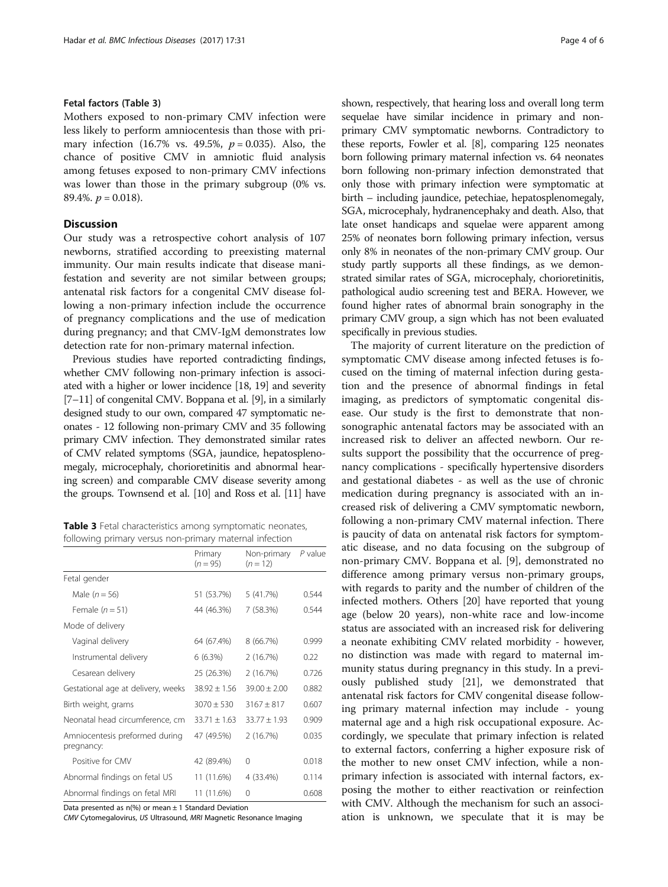### Fetal factors (Table 3)

Mothers exposed to non-primary CMV infection were less likely to perform amniocentesis than those with primary infection (16.7% vs. 49.5%, $p = 0.035$). Also, the chance of positive CMV in amniotic fluid analysis among fetuses exposed to non-primary CMV infections was lower than those in the primary subgroup (0% vs. 89.4%. $p = 0.018$).

## Discussion

Our study was a retrospective cohort analysis of 107 newborns, stratified according to preexisting maternal immunity. Our main results indicate that disease manifestation and severity are not similar between groups; antenatal risk factors for a congenital CMV disease following a non-primary infection include the occurrence of pregnancy complications and the use of medication during pregnancy; and that CMV-IgM demonstrates low detection rate for non-primary maternal infection.

Previous studies have reported contradicting findings, whether CMV following non-primary infection is associated with a higher or lower incidence [18, 19] and severity [7–11] of congenital CMV. Boppana et al. [9], in a similarly designed study to our own, compared 47 symptomatic neonates - 12 following non-primary CMV and 35 following primary CMV infection. They demonstrated similar rates of CMV related symptoms (SGA, jaundice, hepatosplenomegaly, microcephaly, chorioretinitis and abnormal hearing screen) and comparable CMV disease severity among the groups. Townsend et al. [10] and Ross et al. [11] have shown, respectively, that hearing loss and overall long term sequelae have similar incidence in primary and non-primary CMV symptomatic newborns. Contradictory to these reports, Fowler et al. [8], comparing 125 neonates born following primary maternal infection vs. 64 neonates born following non-primary infection demonstrated that only those with primary infection were symptomatic at birth – including jaundice, petechiae, hepatosplenomegaly, SGA, microcephaly, hydranencephaky and death. Also, that late onset handicaps and squelae were apparent among 25% of neonates born following primary infection, versus only 8% in neonates of the non-primary CMV group. Our study partly supports all these findings, as we demonstrated similar rates of SGA, microcephaly, chorioretinitis, pathological audio screening test and BERA. However, we found higher rates of abnormal brain sonography in the primary CMV group, a sign which has not been evaluated specifically in previous studies.

**Table 3** Fetal characteristics among symptomatic neonates, following primary versus non-primary maternal infection

| | Primary ($n = 95$) | Non-primary ($n = 12$) | P value |
|---|---|---|---|
| Fetal gender | | | |
| Male ($n = 56$) | 51 (53.7%) | 5 (41.7%) | 0.544 |
| Female ($n = 51$) | 44 (46.3%) | 7 (58.3%) | 0.544 |
| Mode of delivery | | | |
| Vaginal delivery | 64 (67.4%) | 8 (66.7%) | 0.999 |
| Instrumental delivery | 6 (6.3%) | 2 (16.7%) | 0.22 |
| Cesarean delivery | 25 (26.3%) | 2 (16.7%) | 0.726 |
| Gestational age at delivery, weeks | 38.92 ± 1.56 | 39.00 ± 2.00 | 0.882 |
| Birth weight, grams | 3070 ± 530 | 3167 ± 817 | 0.607 |
| Neonatal head circumference, cm | 33.71 ± 1.63 | 33.77 ± 1.93 | 0.909 |
| Amniocentesis preformed during pregnancy: | 47 (49.5%) | 2 (16.7%) | 0.035 |
| Positive for CMV | 42 (89.4%) | 0 | 0.018 |
| Abnormal findings on fetal US | 11 (11.6%) | 4 (33.4%) | 0.114 |
| Abnormal findings on fetal MRI | 11 (11.6%) | 0 | 0.608 |

Data presented as n(%) or mean ± 1 Standard Deviation

*CMV* Cytomegalovirus, *US* Ultrasound, *MRI* Magnetic Resonance Imaging

The majority of current literature on the prediction of symptomatic CMV disease among infected fetuses is focused on the timing of maternal infection during gestation and the presence of abnormal findings in fetal imaging, as predictors of symptomatic congenital disease. Our study is the first to demonstrate that non-sonographic antenatal factors may be associated with an increased risk to deliver an affected newborn. Our results support the possibility that the occurrence of pregnancy complications - specifically hypertensive disorders and gestational diabetes - as well as the use of chronic medication during pregnancy is associated with an increased risk of delivering a CMV symptomatic newborn, following a non-primary CMV maternal infection. There is paucity of data on antenatal risk factors for symptomatic disease, and no data focusing on the subgroup of non-primary CMV. Boppana et al. [9], demonstrated no difference among primary versus non-primary groups, with regards to parity and the number of children of the infected mothers. Others [20] have reported that young age (below 20 years), non-white race and low-income status are associated with an increased risk for delivering a neonate exhibiting CMV related morbidity - however, no distinction was made with regard to maternal immunity status during pregnancy in this study. In a previously published study [21], we demonstrated that antenatal risk factors for CMV congenital disease following primary maternal infection may include - young maternal age and a high risk occupational exposure. Accordingly, we speculate that primary infection is related to external factors, conferring a higher exposure risk of the mother to new onset CMV infection, while a non-primary infection is associated with internal factors, exposing the mother to either reactivation or reinfection with CMV. Although the mechanism for such an association is unknown, we speculate that it is may be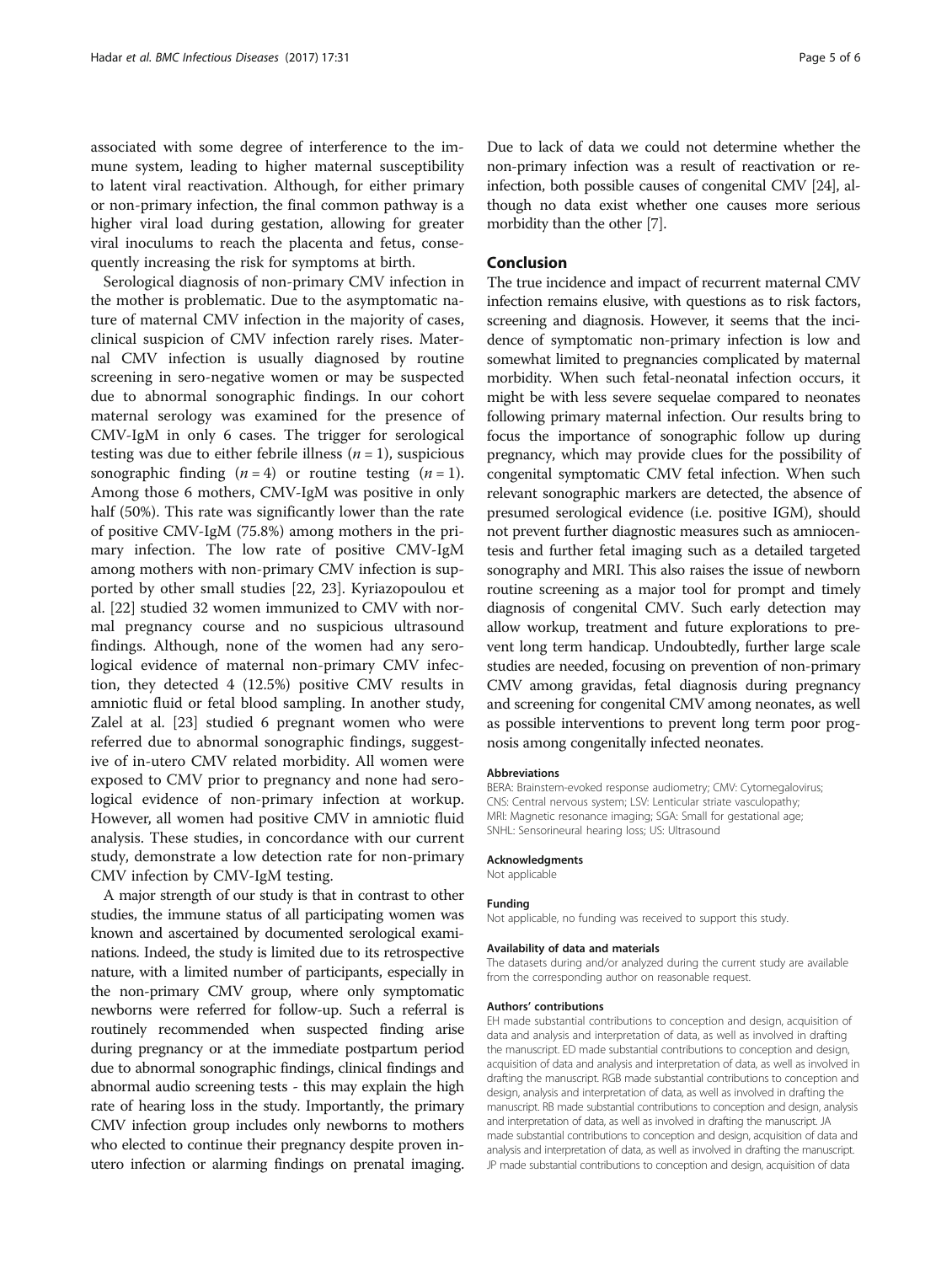associated with some degree of interference to the immune system, leading to higher maternal susceptibility to latent viral reactivation. Although, for either primary or non-primary infection, the final common pathway is a higher viral load during gestation, allowing for greater viral inoculums to reach the placenta and fetus, consequently increasing the risk for symptoms at birth.

Serological diagnosis of non-primary CMV infection in the mother is problematic. Due to the asymptomatic nature of maternal CMV infection in the majority of cases, clinical suspicion of CMV infection rarely rises. Maternal CMV infection is usually diagnosed by routine screening in sero-negative women or may be suspected due to abnormal sonographic findings. In our cohort maternal serology was examined for the presence of CMV-IgM in only 6 cases. The trigger for serological testing was due to either febrile illness ($n = 1$), suspicious sonographic finding ($n = 4$) or routine testing ($n = 1$). Among those 6 mothers, CMV-IgM was positive in only half (50%). This rate was significantly lower than the rate of positive CMV-IgM (75.8%) among mothers in the primary infection. The low rate of positive CMV-IgM among mothers with non-primary CMV infection is supported by other small studies [22, 23]. Kyriazopoulou et al. [22] studied 32 women immunized to CMV with normal pregnancy course and no suspicious ultrasound findings. Although, none of the women had any serological evidence of maternal non-primary CMV infection, they detected 4 (12.5%) positive CMV results in amniotic fluid or fetal blood sampling. In another study, Zalel at al. [23] studied 6 pregnant women who were referred due to abnormal sonographic findings, suggestive of in-utero CMV related morbidity. All women were exposed to CMV prior to pregnancy and none had serological evidence of non-primary infection at workup. However, all women had positive CMV in amniotic fluid analysis. These studies, in concordance with our current study, demonstrate a low detection rate for non-primary CMV infection by CMV-IgM testing.

A major strength of our study is that in contrast to other studies, the immune status of all participating women was known and ascertained by documented serological examinations. Indeed, the study is limited due to its retrospective nature, with a limited number of participants, especially in the non-primary CMV group, where only symptomatic newborns were referred for follow-up. Such a referral is routinely recommended when suspected finding arise during pregnancy or at the immediate postpartum period due to abnormal sonographic findings, clinical findings and abnormal audio screening tests - this may explain the high rate of hearing loss in the study. Importantly, the primary CMV infection group includes only newborns to mothers who elected to continue their pregnancy despite proven in-utero infection or alarming findings on prenatal imaging. Due to lack of data we could not determine whether the non-primary infection was a result of reactivation or re-infection, both possible causes of congenital CMV [24], although no data exist whether one causes more serious morbidity than the other [7].

## Conclusion

The true incidence and impact of recurrent maternal CMV infection remains elusive, with questions as to risk factors, screening and diagnosis. However, it seems that the incidence of symptomatic non-primary infection is low and somewhat limited to pregnancies complicated by maternal morbidity. When such fetal-neonatal infection occurs, it might be with less severe sequelae compared to neonates following primary maternal infection. Our results bring to focus the importance of sonographic follow up during pregnancy, which may provide clues for the possibility of congenital symptomatic CMV fetal infection. When such relevant sonographic markers are detected, the absence of presumed serological evidence (i.e. positive IGM), should not prevent further diagnostic measures such as amniocentesis and further fetal imaging such as a detailed targeted sonography and MRI. This also raises the issue of newborn routine screening as a major tool for prompt and timely diagnosis of congenital CMV. Such early detection may allow workup, treatment and future explorations to prevent long term handicap. Undoubtedly, further large scale studies are needed, focusing on prevention of non-primary CMV among gravidas, fetal diagnosis during pregnancy and screening for congenital CMV among neonates, as well as possible interventions to prevent long term poor prognosis among congenitally infected neonates.

#### Abbreviations

BERA: Brainstem-evoked response audiometry; CMV: Cytomegalovirus; CNS: Central nervous system; LSV: Lenticular striate vasculopathy; MRI: Magnetic resonance imaging; SGA: Small for gestational age; SNHL: Sensorineural hearing loss; US: Ultrasound

#### Acknowledgments

Not applicable

#### Funding

Not applicable, no funding was received to support this study.

#### Availability of data and materials

The datasets during and/or analyzed during the current study are available from the corresponding author on reasonable request.

#### Authors' contributions

EH made substantial contributions to conception and design, acquisition of data and analysis and interpretation of data, as well as involved in drafting the manuscript. ED made substantial contributions to conception and design, acquisition of data and analysis and interpretation of data, as well as involved in drafting the manuscript. RGB made substantial contributions to conception and design, analysis and interpretation of data, as well as involved in drafting the manuscript. RB made substantial contributions to conception and design, analysis and interpretation of data, as well as involved in drafting the manuscript. JA made substantial contributions to conception and design, acquisition of data and analysis and interpretation of data, as well as involved in drafting the manuscript. JP made substantial contributions to conception and design, acquisition of data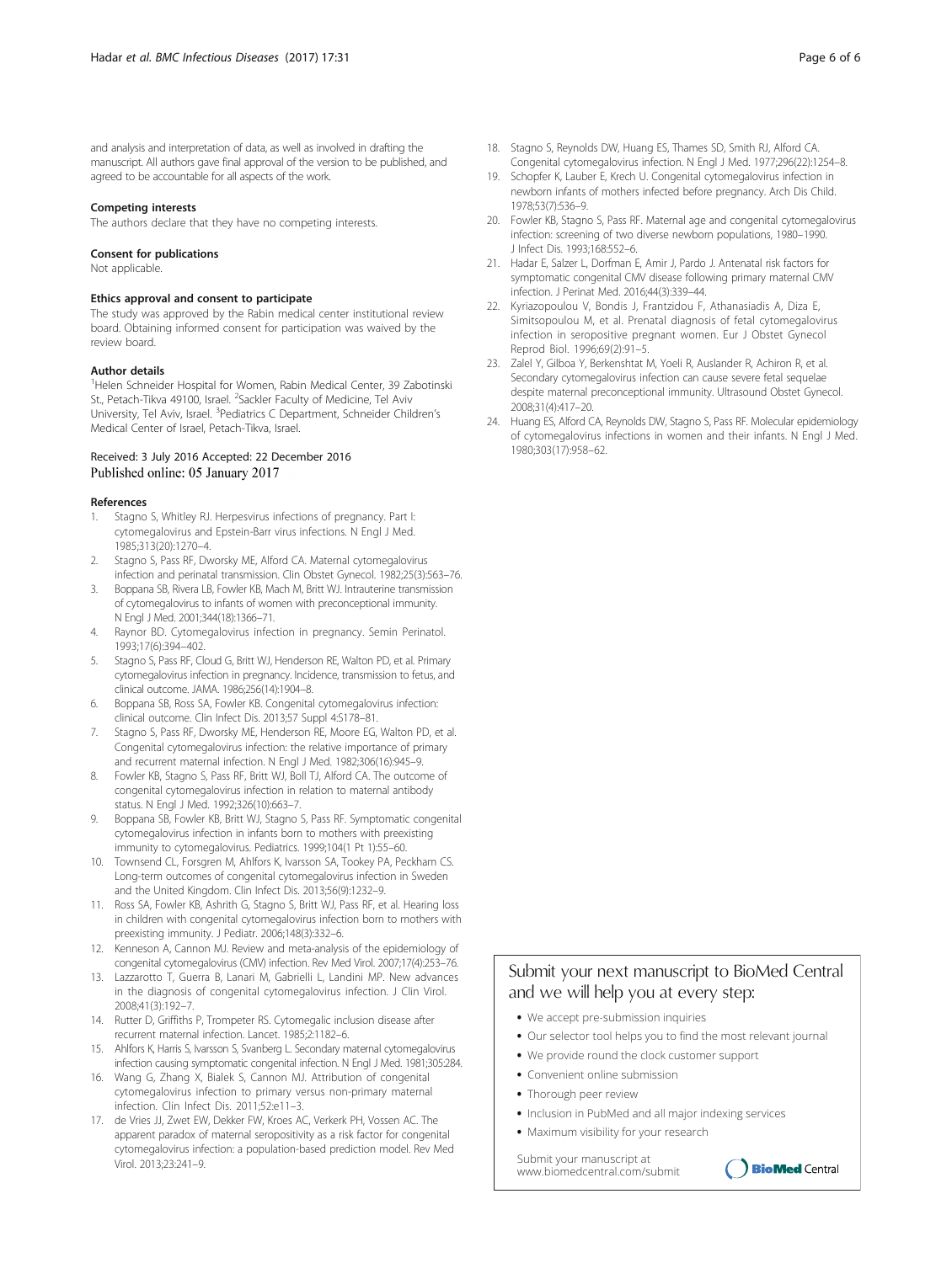and analysis and interpretation of data, as well as involved in drafting the manuscript. All authors gave final approval of the version to be published, and agreed to be accountable for all aspects of the work.

#### Competing interests

The authors declare that they have no competing interests.

#### Consent for publications

Not applicable.

#### Ethics approval and consent to participate

The study was approved by the Rabin medical center institutional review board. Obtaining informed consent for participation was waived by the review board.

#### Author details

[1]Helen Schneider Hospital for Women, Rabin Medical Center, 39 Zabotinski St., Petach-Tikva 49100, Israel. [2]Sackler Faculty of Medicine, Tel Aviv University, Tel Aviv, Israel. [3]Pediatrics C Department, Schneider Children's Medical Center of Israel, Petach-Tikva, Israel.

Received: 3 July 2016 Accepted: 22 December 2016
Published online: 05 January 2017

#### References

1. Stagno S, Whitley RJ. Herpesvirus infections of pregnancy. Part I: cytomegalovirus and Epstein-Barr virus infections. N Engl J Med. 1985;313(20):1270–4.
2. Stagno S, Pass RF, Dworsky ME, Alford CA. Maternal cytomegalovirus infection and perinatal transmission. Clin Obstet Gynecol. 1982;25(3):563–76.
3. Boppana SB, Rivera LB, Fowler KB, Mach M, Britt WJ. Intrauterine transmission of cytomegalovirus to infants of women with preconceptional immunity. N Engl J Med. 2001;344(18):1366–71.
4. Raynor BD. Cytomegalovirus infection in pregnancy. Semin Perinatol. 1993;17(6):394–402.
5. Stagno S, Pass RF, Cloud G, Britt WJ, Henderson RE, Walton PD, et al. Primary cytomegalovirus infection in pregnancy. Incidence, transmission to fetus, and clinical outcome. JAMA. 1986;256(14):1904–8.
6. Boppana SB, Ross SA, Fowler KB. Congenital cytomegalovirus infection: clinical outcome. Clin Infect Dis. 2013;57 Suppl 4:S178–81.
7. Stagno S, Pass RF, Dworsky ME, Henderson RE, Moore EG, Walton PD, et al. Congenital cytomegalovirus infection: the relative importance of primary and recurrent maternal infection. N Engl J Med. 1982;306(16):945–9.
8. Fowler KB, Stagno S, Pass RF, Britt WJ, Boll TJ, Alford CA. The outcome of congenital cytomegalovirus infection in relation to maternal antibody status. N Engl J Med. 1992;326(10):663–7.
9. Boppana SB, Fowler KB, Britt WJ, Stagno S, Pass RF. Symptomatic congenital cytomegalovirus infection in infants born to mothers with preexisting immunity to cytomegalovirus. Pediatrics. 1999;104(1 Pt 1):55–60.
10. Townsend CL, Forsgren M, Ahlfors K, Ivarsson SA, Tookey PA, Peckham CS. Long-term outcomes of congenital cytomegalovirus infection in Sweden and the United Kingdom. Clin Infect Dis. 2013;56(9):1232–9.
11. Ross SA, Fowler KB, Ashrith G, Stagno S, Britt WJ, Pass RF, et al. Hearing loss in children with congenital cytomegalovirus infection born to mothers with preexisting immunity. J Pediatr. 2006;148(3):332–6.
12. Kenneson A, Cannon MJ. Review and meta-analysis of the epidemiology of congenital cytomegalovirus (CMV) infection. Rev Med Virol. 2007;17(4):253–76.
13. Lazzarotto T, Guerra B, Lanari M, Gabrielli L, Landini MP. New advances in the diagnosis of congenital cytomegalovirus infection. J Clin Virol. 2008;41(3):192–7.
14. Rutter D, Griffiths P, Trompeter RS. Cytomegalic inclusion disease after recurrent maternal infection. Lancet. 1985;2:1182–6.
15. Ahlfors K, Harris S, Ivarsson S, Svanberg L. Secondary maternal cytomegalovirus infection causing symptomatic congenital infection. N Engl J Med. 1981;305:284.
16. Wang G, Zhang X, Bialek S, Cannon MJ. Attribution of congenital cytomegalovirus infection to primary versus non-primary maternal infection. Clin Infect Dis. 2011;52:e11–3.
17. de Vries JJ, Zwet EW, Dekker FW, Kroes AC, Verkerk PH, Vossen AC. The apparent paradox of maternal seropositivity as a risk factor for congenital cytomegalovirus infection: a population-based prediction model. Rev Med Virol. 2013;23:241–9.
18. Stagno S, Reynolds DW, Huang ES, Thames SD, Smith RJ, Alford CA. Congenital cytomegalovirus infection. N Engl J Med. 1977;296(22):1254–8.
19. Schopfer K, Lauber E, Krech U. Congenital cytomegalovirus infection in newborn infants of mothers infected before pregnancy. Arch Dis Child. 1978;53(7):536–9.
20. Fowler KB, Stagno S, Pass RF. Maternal age and congenital cytomegalovirus infection: screening of two diverse newborn populations, 1980–1990. J Infect Dis. 1993;168:552–6.
21. Hadar E, Salzer L, Dorfman E, Amir J, Pardo J. Antenatal risk factors for symptomatic congenital CMV disease following primary maternal CMV infection. J Perinat Med. 2016;44(3):339–44.
22. Kyriazopoulou V, Bondis J, Frantzidou F, Athanasiadis A, Diza E, Simitsopoulou M, et al. Prenatal diagnosis of fetal cytomegalovirus infection in seropositive pregnant women. Eur J Obstet Gynecol Reprod Biol. 1996;69(2):91–5.
23. Zalel Y, Gilboa Y, Berkenshtat M, Yoeli R, Auslander R, Achiron R, et al. Secondary cytomegalovirus infection can cause severe fetal sequelae despite maternal preconceptional immunity. Ultrasound Obstet Gynecol. 2008;31(4):417–20.
24. Huang ES, Alford CA, Reynolds DW, Stagno S, Pass RF. Molecular epidemiology of cytomegalovirus infections in women and their infants. N Engl J Med. 1980;303(17):958–62.

Submit your next manuscript to BioMed Central and we will help you at every step:

- We accept pre-submission inquiries
- Our selector tool helps you to find the most relevant journal
- We provide round the clock customer support
- Convenient online submission
- Thorough peer review
- Inclusion in PubMed and all major indexing services
- Maximum visibility for your research

Submit your manuscript at www.biomedcentral.com/submit

BioMed Central